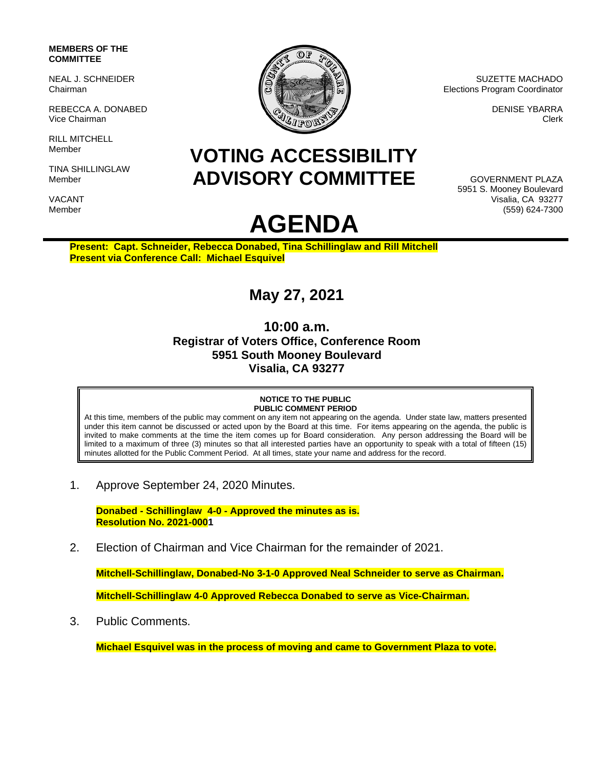**MEMBERS OF THE COMMITTEE**

NEAL J. SCHNEIDER
Chairman

REBECCA A. DONABED
Vice Chairman

RILL MITCHELL
Member

TINA SHILLINGLAW
Member

VACANT
Member

SUZETTE MACHADO
Elections Program Coordinator

DENISE YBARRA
Clerk

GOVERNMENT PLAZA
5951 S. Mooney Boulevard
Visalia, CA 93277
(559) 624-7300

# VOTING ACCESSIBILITY ADVISORY COMMITTEE

# AGENDA

**Present: Capt. Schneider, Rebecca Donabed, Tina Schillinglaw and Rill Mitchell**
**Present via Conference Call: Michael Esquivel**

## May 27, 2021

### 10:00 a.m.
### Registrar of Voters Office, Conference Room
### 5951 South Mooney Boulevard
### Visalia, CA 93277

**NOTICE TO THE PUBLIC**
**PUBLIC COMMENT PERIOD**

At this time, members of the public may comment on any item not appearing on the agenda. Under state law, matters presented under this item cannot be discussed or acted upon by the Board at this time. For items appearing on the agenda, the public is invited to make comments at the time the item comes up for Board consideration. Any person addressing the Board will be limited to a maximum of three (3) minutes so that all interested parties have an opportunity to speak with a total of fifteen (15) minutes allotted for the Public Comment Period. At all times, state your name and address for the record.

1. Approve September 24, 2020 Minutes.

   **Donabed - Schillinglaw 4-0 - Approved the minutes as is.**
   **Resolution No. 2021-0001**

2. Election of Chairman and Vice Chairman for the remainder of 2021.

   **Mitchell-Schillinglaw, Donabed-No 3-1-0 Approved Neal Schneider to serve as Chairman.**

   **Mitchell-Schillinglaw 4-0 Approved Rebecca Donabed to serve as Vice-Chairman.**

3. Public Comments.

   **Michael Esquivel was in the process of moving and came to Government Plaza to vote.**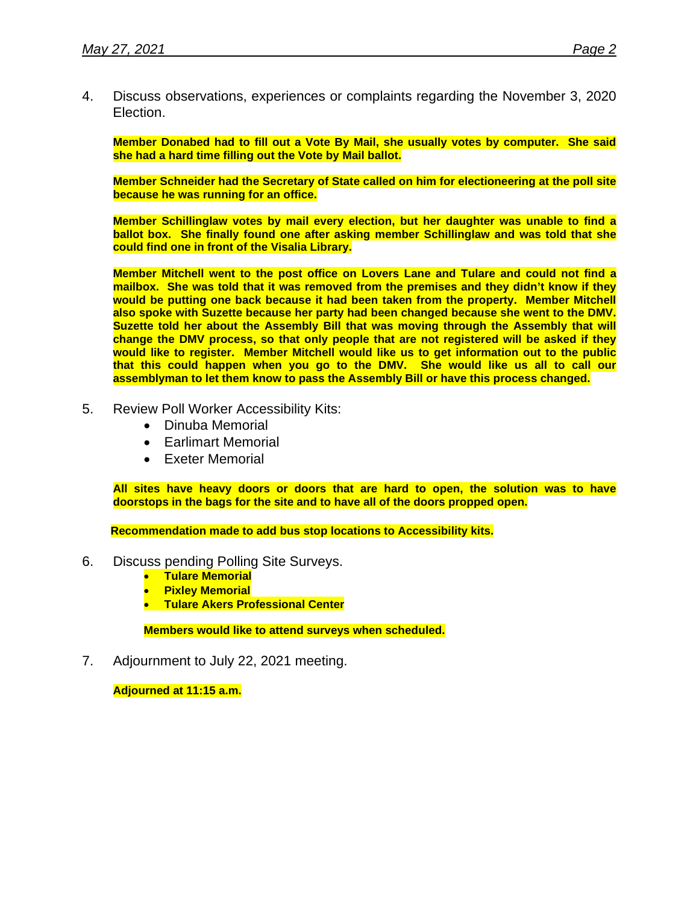4. Discuss observations, experiences or complaints regarding the November 3, 2020 Election.

   **Member Donabed had to fill out a Vote By Mail, she usually votes by computer. She said she had a hard time filling out the Vote by Mail ballot.**

   **Member Schneider had the Secretary of State called on him for electioneering at the poll site because he was running for an office.**

   **Member Schillinglaw votes by mail every election, but her daughter was unable to find a ballot box. She finally found one after asking member Schillinglaw and was told that she could find one in front of the Visalia Library.**

   **Member Mitchell went to the post office on Lovers Lane and Tulare and could not find a mailbox. She was told that it was removed from the premises and they didn't know if they would be putting one back because it had been taken from the property. Member Mitchell also spoke with Suzette because her party had been changed because she went to the DMV. Suzette told her about the Assembly Bill that was moving through the Assembly that will change the DMV process, so that only people that are not registered will be asked if they would like to register. Member Mitchell would like us to get information out to the public that this could happen when you go to the DMV. She would like us all to call our assemblyman to let them know to pass the Assembly Bill or have this process changed.**

5. Review Poll Worker Accessibility Kits:
   - Dinuba Memorial
   - Earlimart Memorial
   - Exeter Memorial

   **All sites have heavy doors or doors that are hard to open, the solution was to have doorstops in the bags for the site and to have all of the doors propped open.**

   **Recommendation made to add bus stop locations to Accessibility kits.**

6. Discuss pending Polling Site Surveys.
   - **Tulare Memorial**
   - **Pixley Memorial**
   - **Tulare Akers Professional Center**

   **Members would like to attend surveys when scheduled.**

7. Adjournment to July 22, 2021 meeting.

   **Adjourned at 11:15 a.m.**